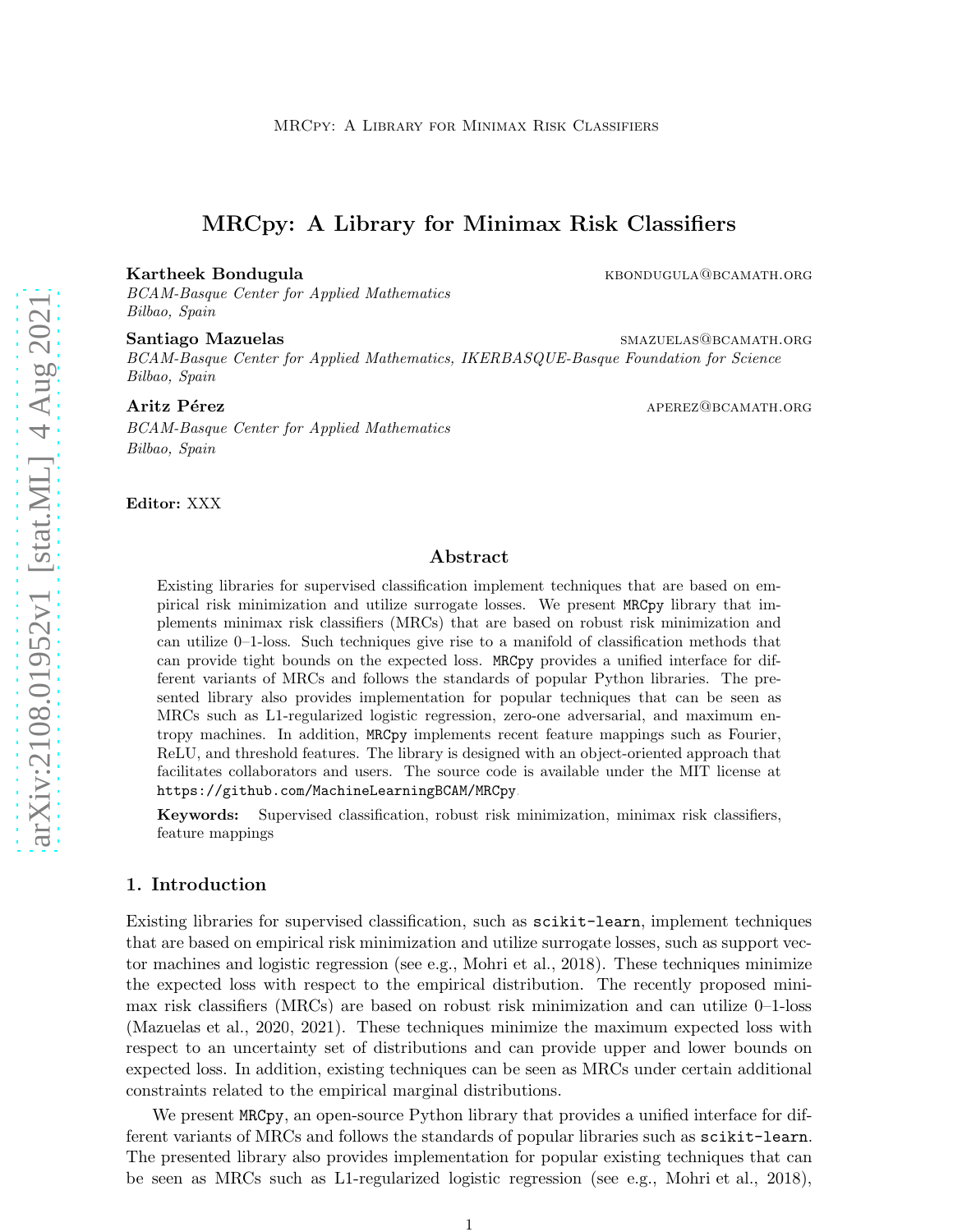# MRCpy: A Library for Minimax Risk Classifiers

**Kartheek Bondugula** KBONDUGULA@BCAMATH.ORG
*BCAM-Basque Center for Applied Mathematics*
*Bilbao, Spain*

**Santiago Mazuelas** SMAZUELAS@BCAMATH.ORG
*BCAM-Basque Center for Applied Mathematics, IKERBASQUE-Basque Foundation for Science*
*Bilbao, Spain*

**Aritz Pérez** APEREZ@BCAMATH.ORG
*BCAM-Basque Center for Applied Mathematics*
*Bilbao, Spain*

**Editor:** XXX

## Abstract

Existing libraries for supervised classification implement techniques that are based on empirical risk minimization and utilize surrogate losses. We present `MRCpy` library that implements minimax risk classifiers (MRCs) that are based on robust risk minimization and can utilize 0–1-loss. Such techniques give rise to a manifold of classification methods that can provide tight bounds on the expected loss. `MRCpy` provides a unified interface for different variants of MRCs and follows the standards of popular Python libraries. The presented library also provides implementation for popular techniques that can be seen as MRCs such as L1-regularized logistic regression, zero-one adversarial, and maximum entropy machines. In addition, `MRCpy` implements recent feature mappings such as Fourier, ReLU, and threshold features. The library is designed with an object-oriented approach that facilitates collaborators and users. The source code is available under the MIT license at `https://github.com/MachineLearningBCAM/MRCpy`.

**Keywords:** Supervised classification, robust risk minimization, minimax risk classifiers, feature mappings

## 1. Introduction

Existing libraries for supervised classification, such as `scikit-learn`, implement techniques that are based on empirical risk minimization and utilize surrogate losses, such as support vector machines and logistic regression (see e.g., Mohri et al., 2018). These techniques minimize the expected loss with respect to the empirical distribution. The recently proposed minimax risk classifiers (MRCs) are based on robust risk minimization and can utilize 0–1-loss (Mazuelas et al., 2020, 2021). These techniques minimize the maximum expected loss with respect to an uncertainty set of distributions and can provide upper and lower bounds on expected loss. In addition, existing techniques can be seen as MRCs under certain additional constraints related to the empirical marginal distributions.

We present `MRCpy`, an open-source Python library that provides a unified interface for different variants of MRCs and follows the standards of popular libraries such as `scikit-learn`. The presented library also provides implementation for popular existing techniques that can be seen as MRCs such as L1-regularized logistic regression (see e.g., Mohri et al., 2018),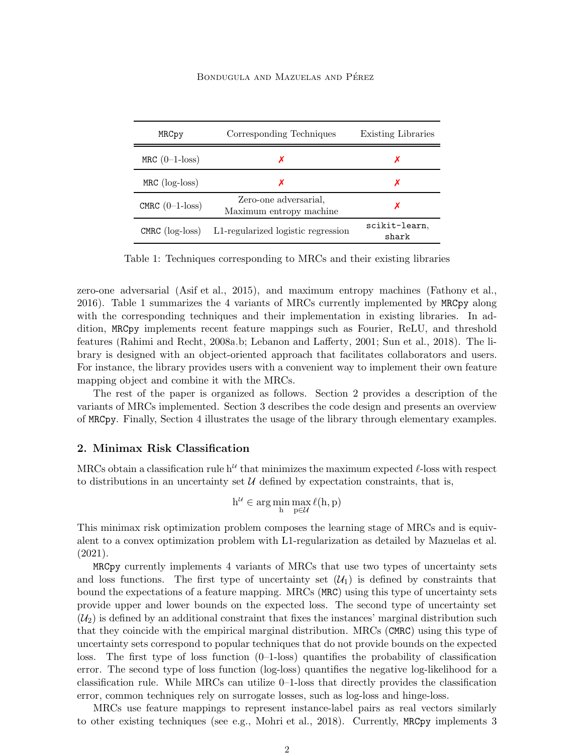| MRCpy | Corresponding Techniques | Existing Libraries |
|---|---|---|
| MRC (0–1-loss) | ✗ | ✗ |
| MRC (log-loss) | ✗ | ✗ |
| CMRC (0–1-loss) | Zero-one adversarial, Maximum entropy machine | ✗ |
| CMRC (log-loss) | L1-regularized logistic regression | scikit-learn, shark |

Table 1: Techniques corresponding to MRCs and their existing libraries

zero-one adversarial (Asif et al., 2015), and maximum entropy machines (Fathony et al., 2016). Table 1 summarizes the 4 variants of MRCs currently implemented by MRCpy along with the corresponding techniques and their implementation in existing libraries. In addition, MRCpy implements recent feature mappings such as Fourier, ReLU, and threshold features (Rahimi and Recht, 2008a,b; Lebanon and Lafferty, 2001; Sun et al., 2018). The library is designed with an object-oriented approach that facilitates collaborators and users. For instance, the library provides users with a convenient way to implement their own feature mapping object and combine it with the MRCs.

The rest of the paper is organized as follows. Section 2 provides a description of the variants of MRCs implemented. Section 3 describes the code design and presents an overview of MRCpy. Finally, Section 4 illustrates the usage of the library through elementary examples.

## 2. Minimax Risk Classification

MRCs obtain a classification rule $\mathrm{h}^{\mathcal{U}}$ that minimizes the maximum expected $\ell$-loss with respect to distributions in an uncertainty set $\mathcal{U}$ defined by expectation constraints, that is,

$$\mathrm{h}^{\mathcal{U}} \in \arg\min_{\mathrm{h}} \max_{\mathrm{p} \in \mathcal{U}} \ell(\mathrm{h}, \mathrm{p})$$

This minimax risk optimization problem composes the learning stage of MRCs and is equivalent to a convex optimization problem with L1-regularization as detailed by Mazuelas et al. (2021).

MRCpy currently implements 4 variants of MRCs that use two types of uncertainty sets and loss functions. The first type of uncertainty set ($\mathcal{U}_1$) is defined by constraints that bound the expectations of a feature mapping. MRCs (MRC) using this type of uncertainty sets provide upper and lower bounds on the expected loss. The second type of uncertainty set ($\mathcal{U}_2$) is defined by an additional constraint that fixes the instances' marginal distribution such that they coincide with the empirical marginal distribution. MRCs (CMRC) using this type of uncertainty sets correspond to popular techniques that do not provide bounds on the expected loss. The first type of loss function (0–1-loss) quantifies the probability of classification error. The second type of loss function (log-loss) quantifies the negative log-likelihood for a classification rule. While MRCs can utilize 0–1-loss that directly provides the classification error, common techniques rely on surrogate losses, such as log-loss and hinge-loss.

MRCs use feature mappings to represent instance-label pairs as real vectors similarly to other existing techniques (see e.g., Mohri et al., 2018). Currently, MRCpy implements 3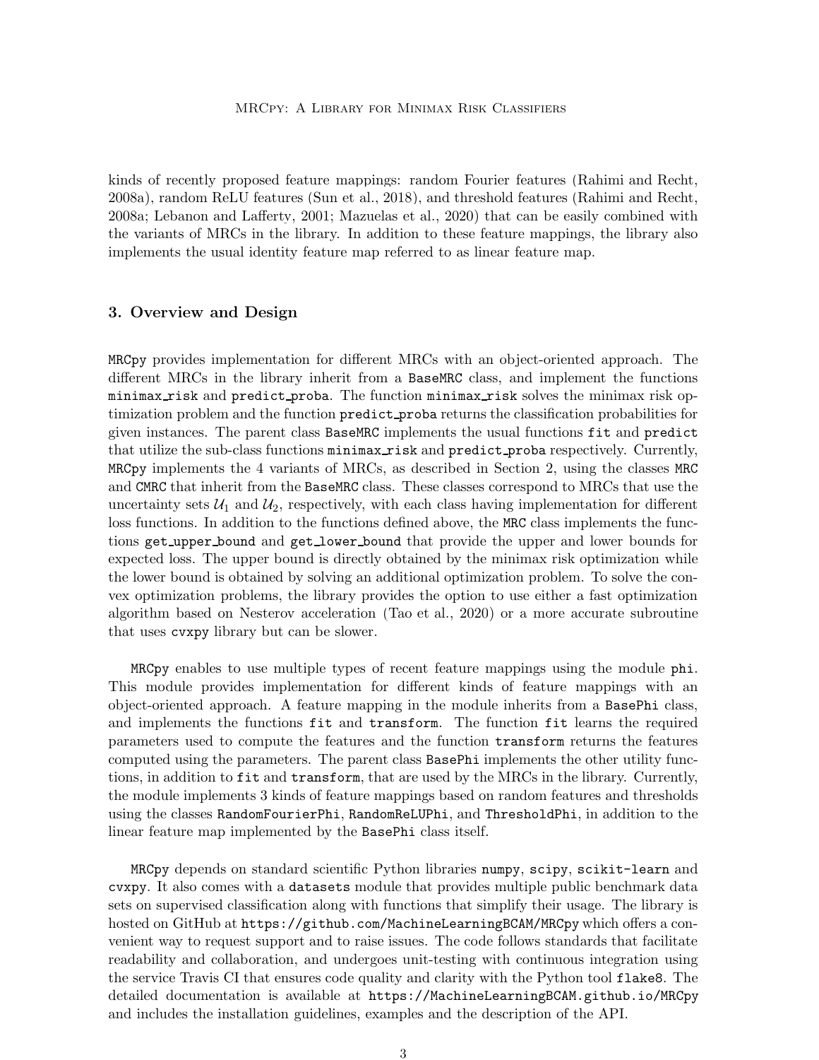kinds of recently proposed feature mappings: random Fourier features (Rahimi and Recht, 2008a), random ReLU features (Sun et al., 2018), and threshold features (Rahimi and Recht, 2008a; Lebanon and Lafferty, 2001; Mazuelas et al., 2020) that can be easily combined with the variants of MRCs in the library. In addition to these feature mappings, the library also implements the usual identity feature map referred to as linear feature map.

## 3. Overview and Design

`MRCpy` provides implementation for different MRCs with an object-oriented approach. The different MRCs in the library inherit from a `BaseMRC` class, and implement the functions `minimax_risk` and `predict_proba`. The function `minimax_risk` solves the minimax risk optimization problem and the function `predict_proba` returns the classification probabilities for given instances. The parent class `BaseMRC` implements the usual functions `fit` and `predict` that utilize the sub-class functions `minimax_risk` and `predict_proba` respectively. Currently, `MRCpy` implements the 4 variants of MRCs, as described in Section 2, using the classes `MRC` and `CMRC` that inherit from the `BaseMRC` class. These classes correspond to MRCs that use the uncertainty sets $\mathcal{U}_1$ and $\mathcal{U}_2$, respectively, with each class having implementation for different loss functions. In addition to the functions defined above, the `MRC` class implements the functions `get_upper_bound` and `get_lower_bound` that provide the upper and lower bounds for expected loss. The upper bound is directly obtained by the minimax risk optimization while the lower bound is obtained by solving an additional optimization problem. To solve the convex optimization problems, the library provides the option to use either a fast optimization algorithm based on Nesterov acceleration (Tao et al., 2020) or a more accurate subroutine that uses `cvxpy` library but can be slower.

`MRCpy` enables to use multiple types of recent feature mappings using the module `phi`. This module provides implementation for different kinds of feature mappings with an object-oriented approach. A feature mapping in the module inherits from a `BasePhi` class, and implements the functions `fit` and `transform`. The function `fit` learns the required parameters used to compute the features and the function `transform` returns the features computed using the parameters. The parent class `BasePhi` implements the other utility functions, in addition to `fit` and `transform`, that are used by the MRCs in the library. Currently, the module implements 3 kinds of feature mappings based on random features and thresholds using the classes `RandomFourierPhi`, `RandomReLUPhi`, and `ThresholdPhi`, in addition to the linear feature map implemented by the `BasePhi` class itself.

`MRCpy` depends on standard scientific Python libraries `numpy`, `scipy`, `scikit-learn` and `cvxpy`. It also comes with a `datasets` module that provides multiple public benchmark data sets on supervised classification along with functions that simplify their usage. The library is hosted on GitHub at `https://github.com/MachineLearningBCAM/MRCpy` which offers a convenient way to request support and to raise issues. The code follows standards that facilitate readability and collaboration, and undergoes unit-testing with continuous integration using the service Travis CI that ensures code quality and clarity with the Python tool `flake8`. The detailed documentation is available at `https://MachineLearningBCAM.github.io/MRCpy` and includes the installation guidelines, examples and the description of the API.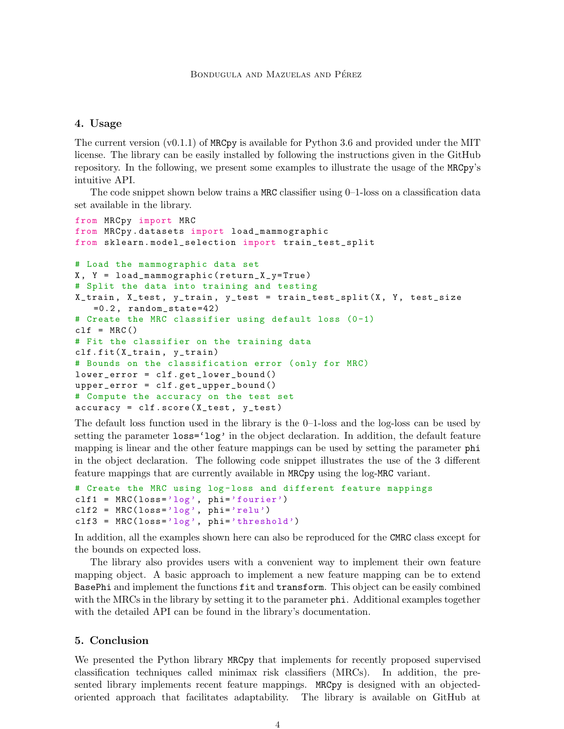## 4. Usage

The current version (v0.1.1) of `MRCpy` is available for Python 3.6 and provided under the MIT license. The library can be easily installed by following the instructions given in the GitHub repository. In the following, we present some examples to illustrate the usage of the `MRCpy`'s intuitive API.

The code snippet shown below trains a `MRC` classifier using 0–1-loss on a classification data set available in the library.

```
from MRCpy import MRC
from MRCpy.datasets import load_mammographic
from sklearn.model_selection import train_test_split

# Load the mammographic data set
X, Y = load_mammographic(return_X_y=True)
# Split the data into training and testing
X_train, X_test, y_train, y_test = train_test_split(X, Y, test_size
    =0.2, random_state=42)
# Create the MRC classifier using default loss (0-1)
clf = MRC()
# Fit the classifier on the training data
clf.fit(X_train, y_train)
# Bounds on the classification error (only for MRC)
lower_error = clf.get_lower_bound()
upper_error = clf.get_upper_bound()
# Compute the accuracy on the test set
accuracy = clf.score(X_test, y_test)
```

The default loss function used in the library is the 0–1-loss and the log-loss can be used by setting the parameter `loss='log'` in the object declaration. In addition, the default feature mapping is linear and the other feature mappings can be used by setting the parameter `phi` in the object declaration. The following code snippet illustrates the use of the 3 different feature mappings that are currently available in `MRCpy` using the log-`MRC` variant.

```
# Create the MRC using log-loss and different feature mappings
clf1 = MRC(loss='log', phi='fourier')
clf2 = MRC(loss='log', phi='relu')
clf3 = MRC(loss='log', phi='threshold')
```

In addition, all the examples shown here can also be reproduced for the `CMRC` class except for the bounds on expected loss.

The library also provides users with a convenient way to implement their own feature mapping object. A basic approach to implement a new feature mapping can be to extend `BasePhi` and implement the functions `fit` and `transform`. This object can be easily combined with the MRCs in the library by setting it to the parameter `phi`. Additional examples together with the detailed API can be found in the library's documentation.

## 5. Conclusion

We presented the Python library `MRCpy` that implements for recently proposed supervised classification techniques called minimax risk classifiers (MRCs). In addition, the presented library implements recent feature mappings. `MRCpy` is designed with an objected-oriented approach that facilitates adaptability. The library is available on GitHub at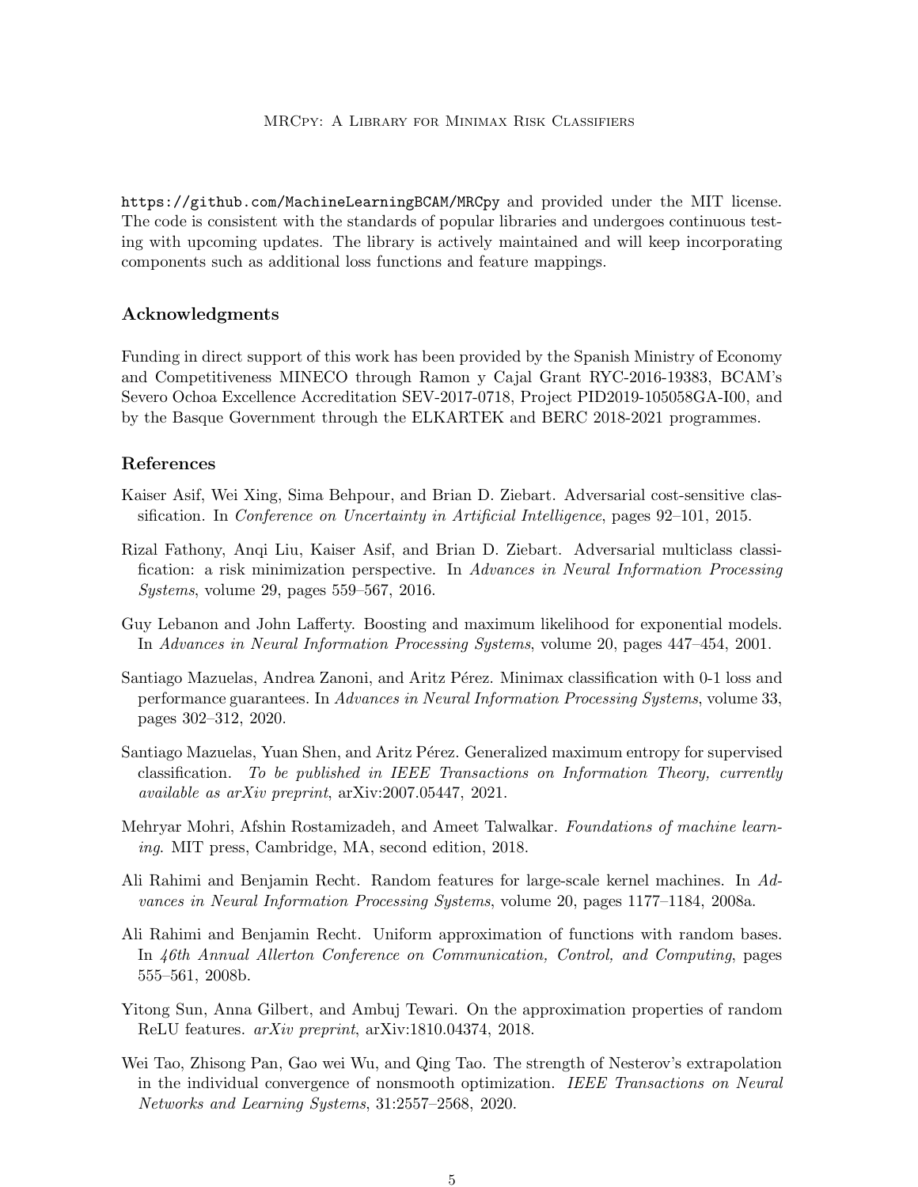https://github.com/MachineLearningBCAM/MRCpy and provided under the MIT license. The code is consistent with the standards of popular libraries and undergoes continuous testing with upcoming updates. The library is actively maintained and will keep incorporating components such as additional loss functions and feature mappings.

## Acknowledgments

Funding in direct support of this work has been provided by the Spanish Ministry of Economy and Competitiveness MINECO through Ramon y Cajal Grant RYC-2016-19383, BCAM's Severo Ochoa Excellence Accreditation SEV-2017-0718, Project PID2019-105058GA-I00, and by the Basque Government through the ELKARTEK and BERC 2018-2021 programmes.

## References

Kaiser Asif, Wei Xing, Sima Behpour, and Brian D. Ziebart. Adversarial cost-sensitive classification. In *Conference on Uncertainty in Artificial Intelligence*, pages 92–101, 2015.

Rizal Fathony, Anqi Liu, Kaiser Asif, and Brian D. Ziebart. Adversarial multiclass classification: a risk minimization perspective. In *Advances in Neural Information Processing Systems*, volume 29, pages 559–567, 2016.

Guy Lebanon and John Lafferty. Boosting and maximum likelihood for exponential models. In *Advances in Neural Information Processing Systems*, volume 20, pages 447–454, 2001.

Santiago Mazuelas, Andrea Zanoni, and Aritz Pérez. Minimax classification with 0-1 loss and performance guarantees. In *Advances in Neural Information Processing Systems*, volume 33, pages 302–312, 2020.

Santiago Mazuelas, Yuan Shen, and Aritz Pérez. Generalized maximum entropy for supervised classification. *To be published in IEEE Transactions on Information Theory, currently available as arXiv preprint*, arXiv:2007.05447, 2021.

Mehryar Mohri, Afshin Rostamizadeh, and Ameet Talwalkar. *Foundations of machine learning*. MIT press, Cambridge, MA, second edition, 2018.

Ali Rahimi and Benjamin Recht. Random features for large-scale kernel machines. In *Advances in Neural Information Processing Systems*, volume 20, pages 1177–1184, 2008a.

Ali Rahimi and Benjamin Recht. Uniform approximation of functions with random bases. In *46th Annual Allerton Conference on Communication, Control, and Computing*, pages 555–561, 2008b.

Yitong Sun, Anna Gilbert, and Ambuj Tewari. On the approximation properties of random ReLU features. *arXiv preprint*, arXiv:1810.04374, 2018.

Wei Tao, Zhisong Pan, Gao wei Wu, and Qing Tao. The strength of Nesterov's extrapolation in the individual convergence of nonsmooth optimization. *IEEE Transactions on Neural Networks and Learning Systems*, 31:2557–2568, 2020.